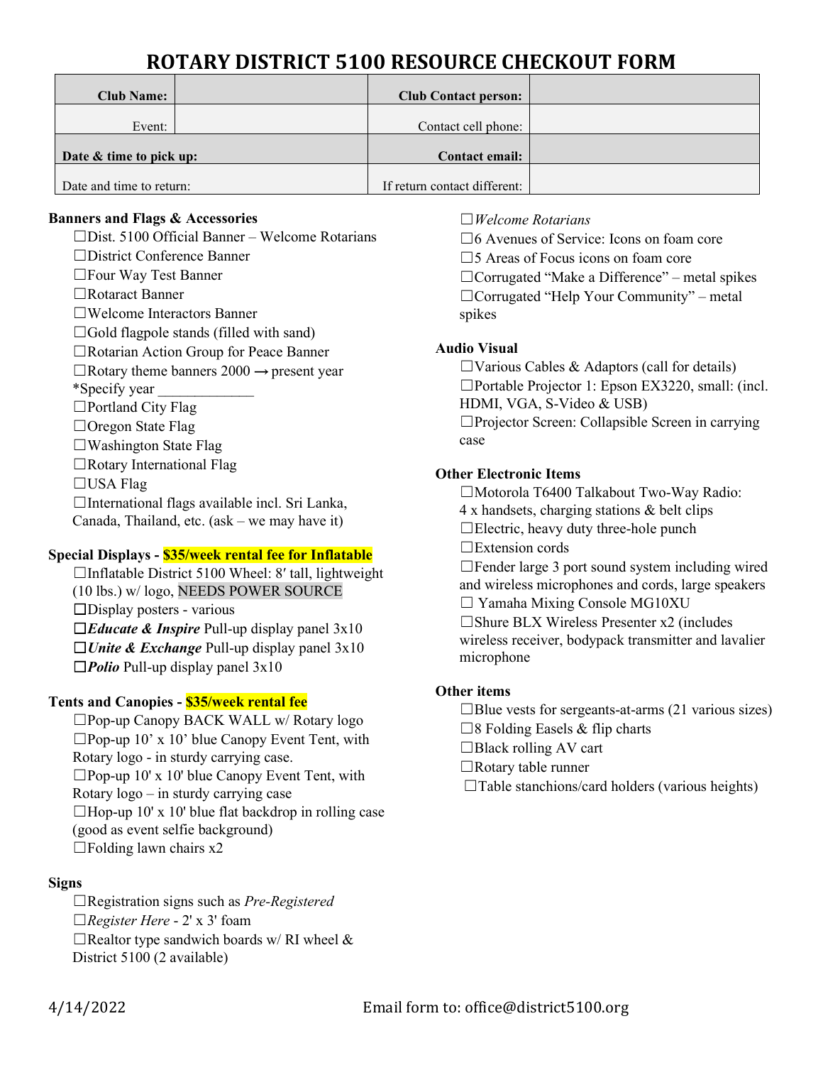# ROTARY DISTRICT 5100 RESOURCE CHECKOUT FORM

| **Club Name:** | | **Club Contact person:** | |
|---|---|---|---|
| Event: | | Contact cell phone: | |
| **Date & time to pick up:** | | **Contact email:** | |
| Date and time to return: | | If return contact different: | |

**Banners and Flags & Accessories**

- ☐Dist. 5100 Official Banner – Welcome Rotarians
- ☐District Conference Banner
- ☐Four Way Test Banner
- ☐Rotaract Banner
- ☐Welcome Interactors Banner
- ☐Gold flagpole stands (filled with sand)
- ☐Rotarian Action Group for Peace Banner
- ☐Rotary theme banners 2000 → present year
  *Specify year _____________
- ☐Portland City Flag
- ☐Oregon State Flag
- ☐Washington State Flag
- ☐Rotary International Flag
- ☐USA Flag
- ☐International flags available incl. Sri Lanka, Canada, Thailand, etc. (ask – we may have it)

**Special Displays - $35/week rental fee for Inflatable**

- ☐Inflatable District 5100 Wheel: 8′ tall, lightweight (10 lbs.) w/ logo, NEEDS POWER SOURCE
- ☐Display posters - various
- ☐***Educate & Inspire*** Pull-up display panel 3x10
- ☐***Unite & Exchange*** Pull-up display panel 3x10
- ☐***Polio*** Pull-up display panel 3x10

**Tents and Canopies - $35/week rental fee**

- ☐Pop-up Canopy BACK WALL w/ Rotary logo
- ☐Pop-up 10' x 10' blue Canopy Event Tent, with Rotary logo - in sturdy carrying case.
- ☐Pop-up 10' x 10' blue Canopy Event Tent, with Rotary logo – in sturdy carrying case
- ☐Hop-up 10' x 10' blue flat backdrop in rolling case (good as event selfie background)
- ☐Folding lawn chairs x2

**Signs**

- ☐Registration signs such as *Pre-Registered*
- ☐*Register Here* - 2' x 3' foam
- ☐Realtor type sandwich boards w/ RI wheel & District 5100 (2 available)
- ☐*Welcome Rotarians*
- ☐6 Avenues of Service: Icons on foam core
- ☐5 Areas of Focus icons on foam core
- ☐Corrugated "Make a Difference" – metal spikes
- ☐Corrugated "Help Your Community" – metal spikes

**Audio Visual**

- ☐Various Cables & Adaptors (call for details)
- ☐Portable Projector 1: Epson EX3220, small: (incl. HDMI, VGA, S-Video & USB)
- ☐Projector Screen: Collapsible Screen in carrying case

**Other Electronic Items**

- ☐Motorola T6400 Talkabout Two-Way Radio: 4 x handsets, charging stations & belt clips
- ☐Electric, heavy duty three-hole punch
- ☐Extension cords
- ☐Fender large 3 port sound system including wired and wireless microphones and cords, large speakers
- ☐ Yamaha Mixing Console MG10XU
- ☐Shure BLX Wireless Presenter x2 (includes wireless receiver, bodypack transmitter and lavalier microphone

**Other items**

- ☐Blue vests for sergeants-at-arms (21 various sizes)
- ☐8 Folding Easels & flip charts
- ☐Black rolling AV cart
- ☐Rotary table runner
- ☐Table stanchions/card holders (various heights)

4/14/2022 Email form to: office@district5100.org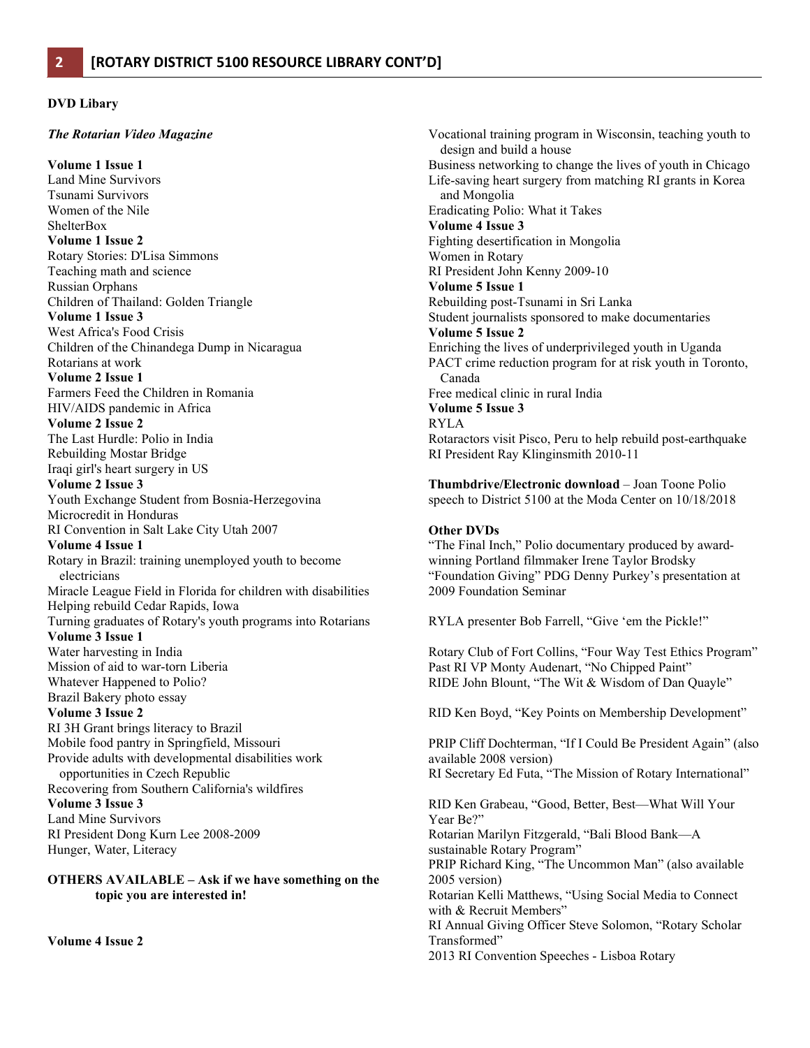**DVD Libary**

***The Rotarian Video Magazine***

**Volume 1 Issue 1**
Land Mine Survivors
Tsunami Survivors
Women of the Nile
ShelterBox

**Volume 1 Issue 2**
Rotary Stories: D'Lisa Simmons
Teaching math and science
Russian Orphans
Children of Thailand: Golden Triangle

**Volume 1 Issue 3**
West Africa's Food Crisis
Children of the Chinandega Dump in Nicaragua
Rotarians at work

**Volume 2 Issue 1**
Farmers Feed the Children in Romania
HIV/AIDS pandemic in Africa

**Volume 2 Issue 2**
The Last Hurdle: Polio in India
Rebuilding Mostar Bridge
Iraqi girl's heart surgery in US

**Volume 2 Issue 3**
Youth Exchange Student from Bosnia-Herzegovina
Microcredit in Honduras
RI Convention in Salt Lake City Utah 2007

**Volume 4 Issue 1**
Rotary in Brazil: training unemployed youth to become electricians
Miracle League Field in Florida for children with disabilities
Helping rebuild Cedar Rapids, Iowa
Turning graduates of Rotary's youth programs into Rotarians

**Volume 3 Issue 1**
Water harvesting in India
Mission of aid to war-torn Liberia
Whatever Happened to Polio?
Brazil Bakery photo essay

**Volume 3 Issue 2**
RI 3H Grant brings literacy to Brazil
Mobile food pantry in Springfield, Missouri
Provide adults with developmental disabilities work opportunities in Czech Republic
Recovering from Southern California's wildfires

**Volume 3 Issue 3**
Land Mine Survivors
RI President Dong Kurn Lee 2008-2009
Hunger, Water, Literacy

**OTHERS AVAILABLE – Ask if we have something on the topic you are interested in!**

**Volume 4 Issue 2**
Vocational training program in Wisconsin, teaching youth to design and build a house
Business networking to change the lives of youth in Chicago
Life-saving heart surgery from matching RI grants in Korea and Mongolia
Eradicating Polio: What it Takes

**Volume 4 Issue 3**
Fighting desertification in Mongolia
Women in Rotary
RI President John Kenny 2009-10

**Volume 5 Issue 1**
Rebuilding post-Tsunami in Sri Lanka
Student journalists sponsored to make documentaries

**Volume 5 Issue 2**
Enriching the lives of underprivileged youth in Uganda
PACT crime reduction program for at risk youth in Toronto, Canada
Free medical clinic in rural India

**Volume 5 Issue 3**
RYLA
Rotaractors visit Pisco, Peru to help rebuild post-earthquake
RI President Ray Klinginsmith 2010-11

**Thumbdrive/Electronic download** – Joan Toone Polio speech to District 5100 at the Moda Center on 10/18/2018

**Other DVDs**
"The Final Inch," Polio documentary produced by award-winning Portland filmmaker Irene Taylor Brodsky
"Foundation Giving" PDG Denny Purkey's presentation at 2009 Foundation Seminar

RYLA presenter Bob Farrell, "Give 'em the Pickle!"

Rotary Club of Fort Collins, "Four Way Test Ethics Program"
Past RI VP Monty Audenart, "No Chipped Paint"
RIDE John Blount, "The Wit & Wisdom of Dan Quayle"

RID Ken Boyd, "Key Points on Membership Development"

PRIP Cliff Dochterman, "If I Could Be President Again" (also available 2008 version)
RI Secretary Ed Futa, "The Mission of Rotary International"

RID Ken Grabeau, "Good, Better, Best—What Will Your Year Be?"
Rotarian Marilyn Fitzgerald, "Bali Blood Bank—A sustainable Rotary Program"
PRIP Richard King, "The Uncommon Man" (also available 2005 version)
Rotarian Kelli Matthews, "Using Social Media to Connect with & Recruit Members"
RI Annual Giving Officer Steve Solomon, "Rotary Scholar Transformed"
2013 RI Convention Speeches - Lisboa Rotary